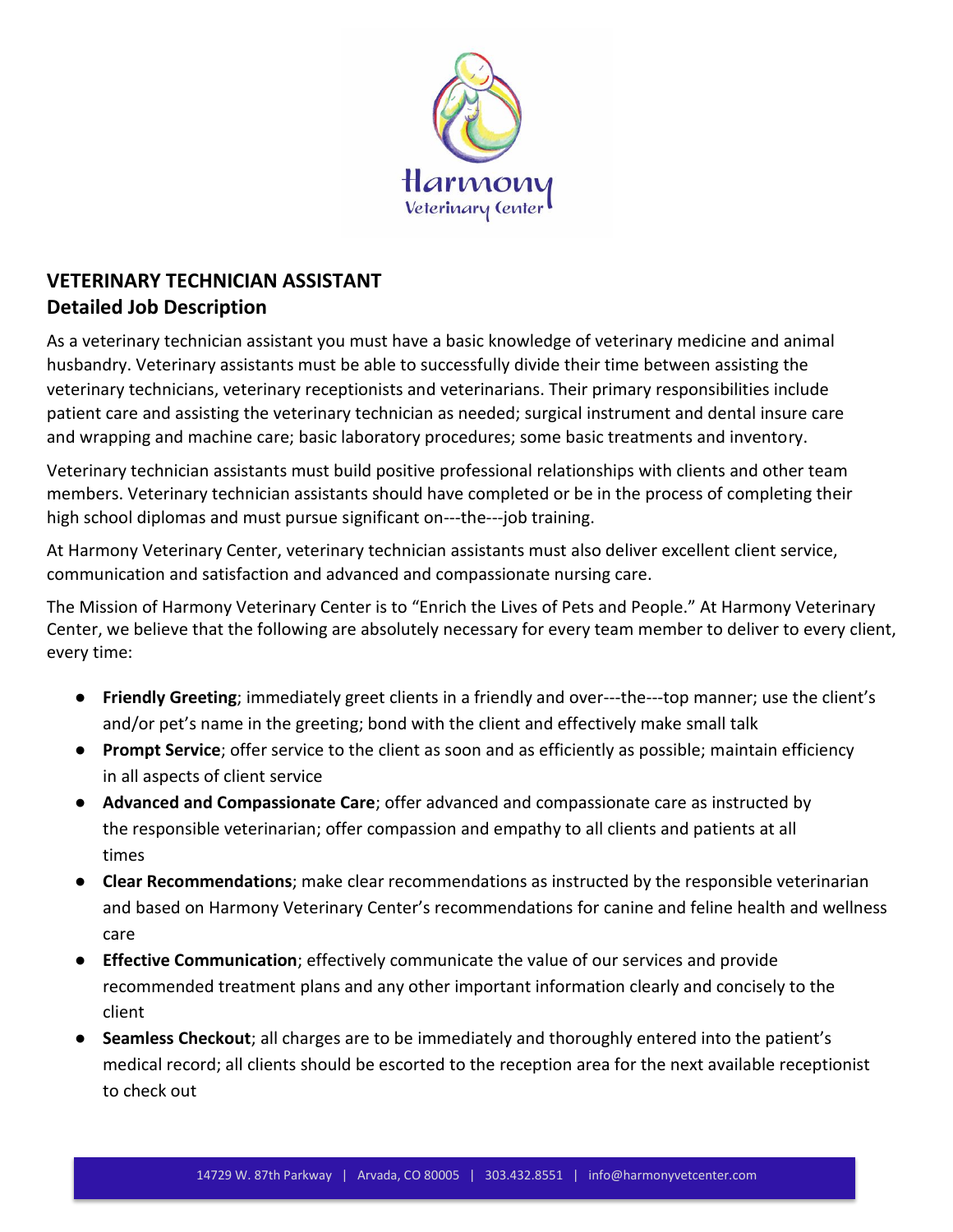**VETERINARY TECHNICIAN ASSISTANT**
**Detailed Job Description**

As a veterinary technician assistant you must have a basic knowledge of veterinary medicine and animal husbandry. Veterinary assistants must be able to successfully divide their time between assisting the veterinary technicians, veterinary receptionists and veterinarians. Their primary responsibilities include patient care and assisting the veterinary technician as needed; surgical instrument and dental insure care and wrapping and machine care; basic laboratory procedures; some basic treatments and inventory.

Veterinary technician assistants must build positive professional relationships with clients and other team members. Veterinary technician assistants should have completed or be in the process of completing their high school diplomas and must pursue significant on---the---job training.

At Harmony Veterinary Center, veterinary technician assistants must also deliver excellent client service, communication and satisfaction and advanced and compassionate nursing care.

The Mission of Harmony Veterinary Center is to "Enrich the Lives of Pets and People." At Harmony Veterinary Center, we believe that the following are absolutely necessary for every team member to deliver to every client, every time:

- **Friendly Greeting**; immediately greet clients in a friendly and over---the---top manner; use the client's and/or pet's name in the greeting; bond with the client and effectively make small talk
- **Prompt Service**; offer service to the client as soon and as efficiently as possible; maintain efficiency in all aspects of client service
- **Advanced and Compassionate Care**; offer advanced and compassionate care as instructed by the responsible veterinarian; offer compassion and empathy to all clients and patients at all times
- **Clear Recommendations**; make clear recommendations as instructed by the responsible veterinarian and based on Harmony Veterinary Center's recommendations for canine and feline health and wellness care
- **Effective Communication**; effectively communicate the value of our services and provide recommended treatment plans and any other important information clearly and concisely to the client
- **Seamless Checkout**; all charges are to be immediately and thoroughly entered into the patient's medical record; all clients should be escorted to the reception area for the next available receptionist to check out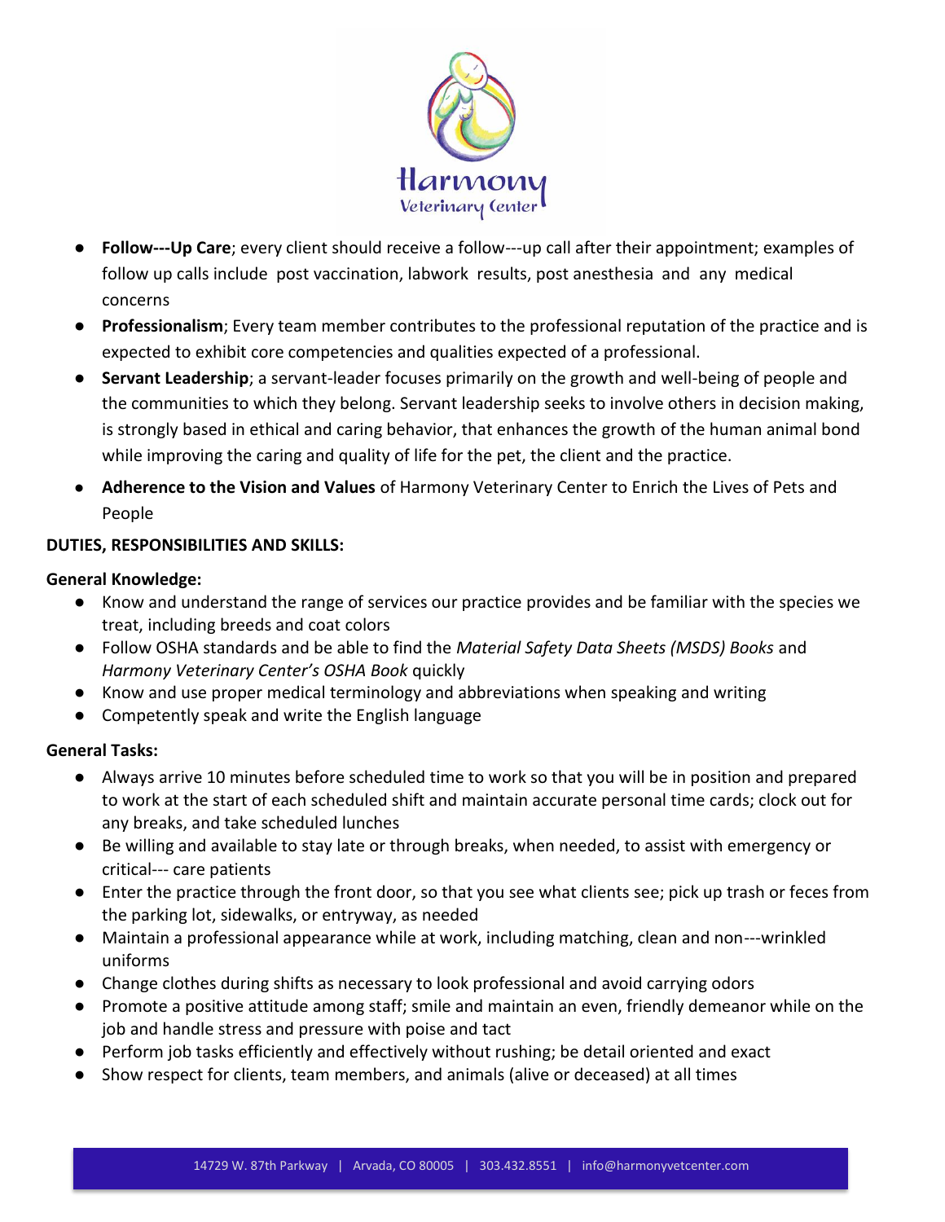- **Follow---Up Care**; every client should receive a follow---up call after their appointment; examples of follow up calls include post vaccination, labwork results, post anesthesia and any medical concerns
- **Professionalism**; Every team member contributes to the professional reputation of the practice and is expected to exhibit core competencies and qualities expected of a professional.
- **Servant Leadership**; a servant-leader focuses primarily on the growth and well-being of people and the communities to which they belong. Servant leadership seeks to involve others in decision making, is strongly based in ethical and caring behavior, that enhances the growth of the human animal bond while improving the caring and quality of life for the pet, the client and the practice.
- **Adherence to the Vision and Values** of Harmony Veterinary Center to Enrich the Lives of Pets and People

**DUTIES, RESPONSIBILITIES AND SKILLS:**

**General Knowledge:**

- Know and understand the range of services our practice provides and be familiar with the species we treat, including breeds and coat colors
- Follow OSHA standards and be able to find the *Material Safety Data Sheets (MSDS) Books* and *Harmony Veterinary Center's OSHA Book* quickly
- Know and use proper medical terminology and abbreviations when speaking and writing
- Competently speak and write the English language

**General Tasks:**

- Always arrive 10 minutes before scheduled time to work so that you will be in position and prepared to work at the start of each scheduled shift and maintain accurate personal time cards; clock out for any breaks, and take scheduled lunches
- Be willing and available to stay late or through breaks, when needed, to assist with emergency or critical--- care patients
- Enter the practice through the front door, so that you see what clients see; pick up trash or feces from the parking lot, sidewalks, or entryway, as needed
- Maintain a professional appearance while at work, including matching, clean and non---wrinkled uniforms
- Change clothes during shifts as necessary to look professional and avoid carrying odors
- Promote a positive attitude among staff; smile and maintain an even, friendly demeanor while on the job and handle stress and pressure with poise and tact
- Perform job tasks efficiently and effectively without rushing; be detail oriented and exact
- Show respect for clients, team members, and animals (alive or deceased) at all times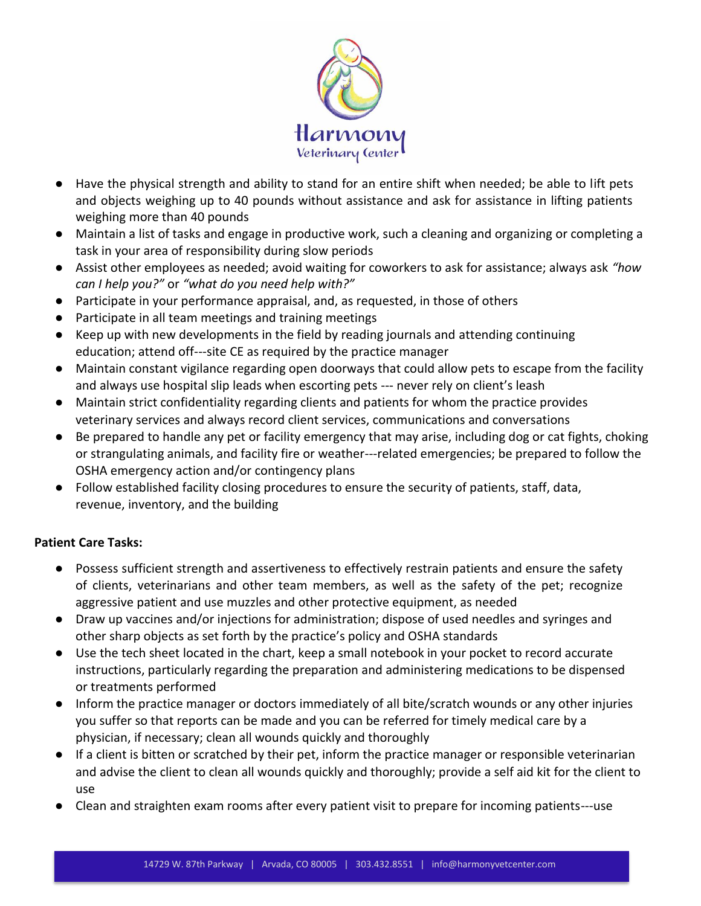- Have the physical strength and ability to stand for an entire shift when needed; be able to lift pets and objects weighing up to 40 pounds without assistance and ask for assistance in lifting patients weighing more than 40 pounds
- Maintain a list of tasks and engage in productive work, such a cleaning and organizing or completing a task in your area of responsibility during slow periods
- Assist other employees as needed; avoid waiting for coworkers to ask for assistance; always ask *"how can I help you?"* or *"what do you need help with?"*
- Participate in your performance appraisal, and, as requested, in those of others
- Participate in all team meetings and training meetings
- Keep up with new developments in the field by reading journals and attending continuing education; attend off---site CE as required by the practice manager
- Maintain constant vigilance regarding open doorways that could allow pets to escape from the facility and always use hospital slip leads when escorting pets --- never rely on client's leash
- Maintain strict confidentiality regarding clients and patients for whom the practice provides veterinary services and always record client services, communications and conversations
- Be prepared to handle any pet or facility emergency that may arise, including dog or cat fights, choking or strangulating animals, and facility fire or weather---related emergencies; be prepared to follow the OSHA emergency action and/or contingency plans
- Follow established facility closing procedures to ensure the security of patients, staff, data, revenue, inventory, and the building

**Patient Care Tasks:**

- Possess sufficient strength and assertiveness to effectively restrain patients and ensure the safety of clients, veterinarians and other team members, as well as the safety of the pet; recognize aggressive patient and use muzzles and other protective equipment, as needed
- Draw up vaccines and/or injections for administration; dispose of used needles and syringes and other sharp objects as set forth by the practice's policy and OSHA standards
- Use the tech sheet located in the chart, keep a small notebook in your pocket to record accurate instructions, particularly regarding the preparation and administering medications to be dispensed or treatments performed
- Inform the practice manager or doctors immediately of all bite/scratch wounds or any other injuries you suffer so that reports can be made and you can be referred for timely medical care by a physician, if necessary; clean all wounds quickly and thoroughly
- If a client is bitten or scratched by their pet, inform the practice manager or responsible veterinarian and advise the client to clean all wounds quickly and thoroughly; provide a self aid kit for the client to use
- Clean and straighten exam rooms after every patient visit to prepare for incoming patients---use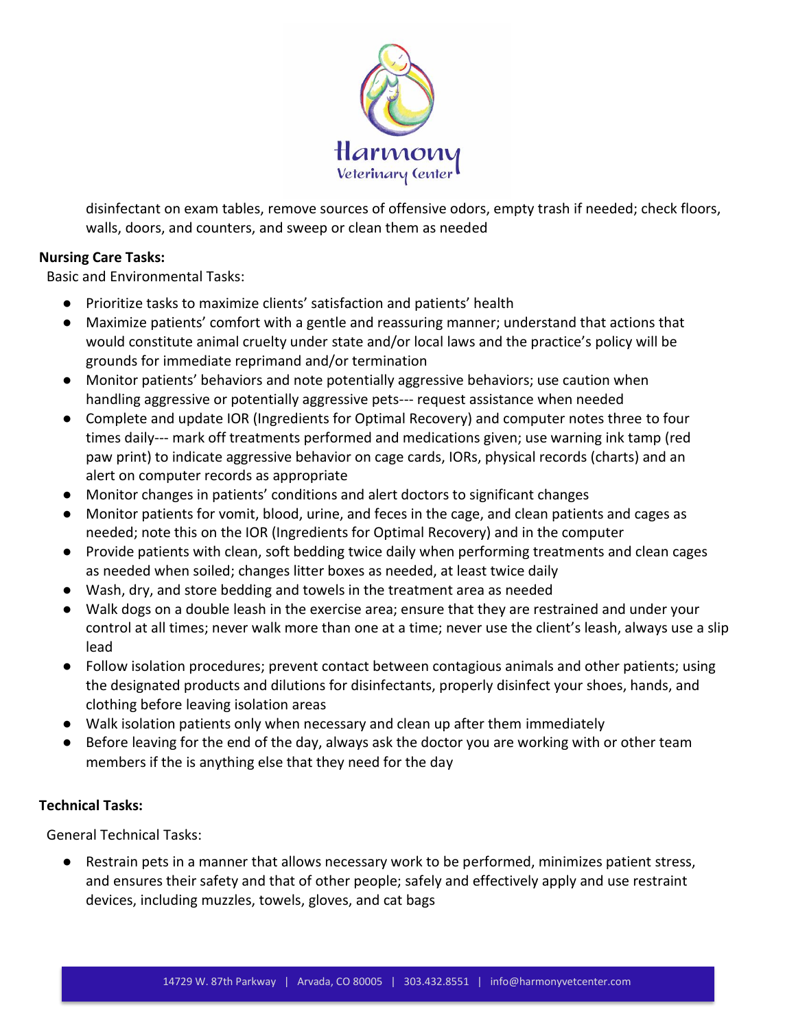disinfectant on exam tables, remove sources of offensive odors, empty trash if needed; check floors, walls, doors, and counters, and sweep or clean them as needed

**Nursing Care Tasks:**

Basic and Environmental Tasks:

- Prioritize tasks to maximize clients' satisfaction and patients' health
- Maximize patients' comfort with a gentle and reassuring manner; understand that actions that would constitute animal cruelty under state and/or local laws and the practice's policy will be grounds for immediate reprimand and/or termination
- Monitor patients' behaviors and note potentially aggressive behaviors; use caution when handling aggressive or potentially aggressive pets--- request assistance when needed
- Complete and update IOR (Ingredients for Optimal Recovery) and computer notes three to four times daily--- mark off treatments performed and medications given; use warning ink tamp (red paw print) to indicate aggressive behavior on cage cards, IORs, physical records (charts) and an alert on computer records as appropriate
- Monitor changes in patients' conditions and alert doctors to significant changes
- Monitor patients for vomit, blood, urine, and feces in the cage, and clean patients and cages as needed; note this on the IOR (Ingredients for Optimal Recovery) and in the computer
- Provide patients with clean, soft bedding twice daily when performing treatments and clean cages as needed when soiled; changes litter boxes as needed, at least twice daily
- Wash, dry, and store bedding and towels in the treatment area as needed
- Walk dogs on a double leash in the exercise area; ensure that they are restrained and under your control at all times; never walk more than one at a time; never use the client's leash, always use a slip lead
- Follow isolation procedures; prevent contact between contagious animals and other patients; using the designated products and dilutions for disinfectants, properly disinfect your shoes, hands, and clothing before leaving isolation areas
- Walk isolation patients only when necessary and clean up after them immediately
- Before leaving for the end of the day, always ask the doctor you are working with or other team members if the is anything else that they need for the day

**Technical Tasks:**

General Technical Tasks:

- Restrain pets in a manner that allows necessary work to be performed, minimizes patient stress, and ensures their safety and that of other people; safely and effectively apply and use restraint devices, including muzzles, towels, gloves, and cat bags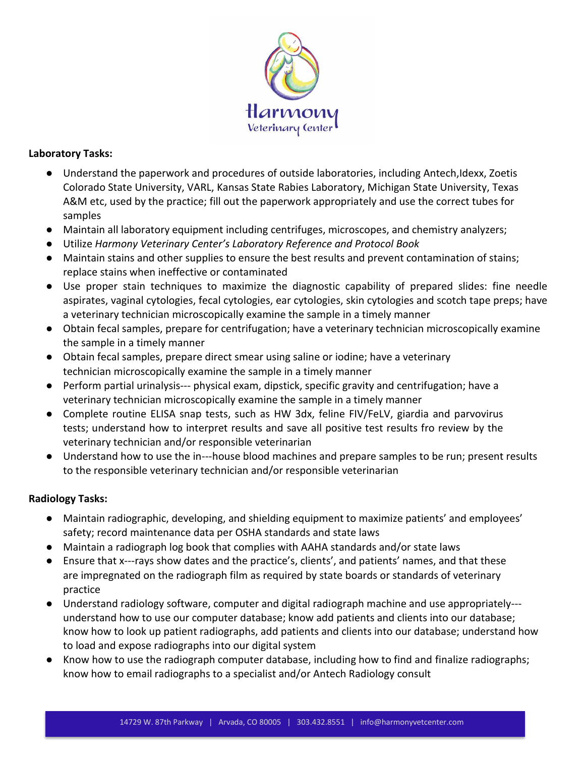**Laboratory Tasks:**

- Understand the paperwork and procedures of outside laboratories, including Antech,Idexx, Zoetis Colorado State University, VARL, Kansas State Rabies Laboratory, Michigan State University, Texas A&M etc, used by the practice; fill out the paperwork appropriately and use the correct tubes for samples
- Maintain all laboratory equipment including centrifuges, microscopes, and chemistry analyzers;
- Utilize *Harmony Veterinary Center's Laboratory Reference and Protocol Book*
- Maintain stains and other supplies to ensure the best results and prevent contamination of stains; replace stains when ineffective or contaminated
- Use proper stain techniques to maximize the diagnostic capability of prepared slides: fine needle aspirates, vaginal cytologies, fecal cytologies, ear cytologies, skin cytologies and scotch tape preps; have a veterinary technician microscopically examine the sample in a timely manner
- Obtain fecal samples, prepare for centrifugation; have a veterinary technician microscopically examine the sample in a timely manner
- Obtain fecal samples, prepare direct smear using saline or iodine; have a veterinary technician microscopically examine the sample in a timely manner
- Perform partial urinalysis--- physical exam, dipstick, specific gravity and centrifugation; have a veterinary technician microscopically examine the sample in a timely manner
- Complete routine ELISA snap tests, such as HW 3dx, feline FIV/FeLV, giardia and parvovirus tests; understand how to interpret results and save all positive test results fro review by the veterinary technician and/or responsible veterinarian
- Understand how to use the in---house blood machines and prepare samples to be run; present results to the responsible veterinary technician and/or responsible veterinarian

**Radiology Tasks:**

- Maintain radiographic, developing, and shielding equipment to maximize patients' and employees' safety; record maintenance data per OSHA standards and state laws
- Maintain a radiograph log book that complies with AAHA standards and/or state laws
- Ensure that x---rays show dates and the practice's, clients', and patients' names, and that these are impregnated on the radiograph film as required by state boards or standards of veterinary practice
- Understand radiology software, computer and digital radiograph machine and use appropriately--- understand how to use our computer database; know add patients and clients into our database; know how to look up patient radiographs, add patients and clients into our database; understand how to load and expose radiographs into our digital system
- Know how to use the radiograph computer database, including how to find and finalize radiographs; know how to email radiographs to a specialist and/or Antech Radiology consult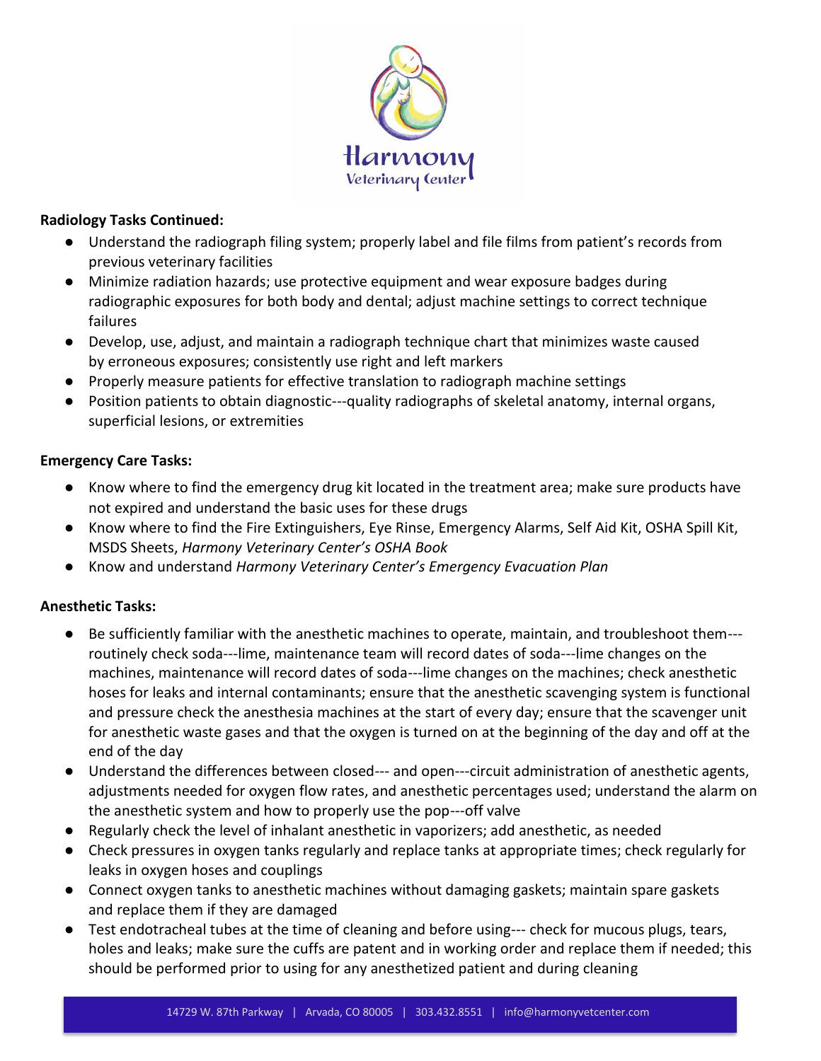**Radiology Tasks Continued:**

- Understand the radiograph filing system; properly label and file films from patient's records from previous veterinary facilities
- Minimize radiation hazards; use protective equipment and wear exposure badges during radiographic exposures for both body and dental; adjust machine settings to correct technique failures
- Develop, use, adjust, and maintain a radiograph technique chart that minimizes waste caused by erroneous exposures; consistently use right and left markers
- Properly measure patients for effective translation to radiograph machine settings
- Position patients to obtain diagnostic---quality radiographs of skeletal anatomy, internal organs, superficial lesions, or extremities

**Emergency Care Tasks:**

- Know where to find the emergency drug kit located in the treatment area; make sure products have not expired and understand the basic uses for these drugs
- Know where to find the Fire Extinguishers, Eye Rinse, Emergency Alarms, Self Aid Kit, OSHA Spill Kit, MSDS Sheets, *Harmony Veterinary Center's OSHA Book*
- Know and understand *Harmony Veterinary Center's Emergency Evacuation Plan*

**Anesthetic Tasks:**

- Be sufficiently familiar with the anesthetic machines to operate, maintain, and troubleshoot them---routinely check soda---lime, maintenance team will record dates of soda---lime changes on the machines, maintenance will record dates of soda---lime changes on the machines; check anesthetic hoses for leaks and internal contaminants; ensure that the anesthetic scavenging system is functional and pressure check the anesthesia machines at the start of every day; ensure that the scavenger unit for anesthetic waste gases and that the oxygen is turned on at the beginning of the day and off at the end of the day
- Understand the differences between closed--- and open---circuit administration of anesthetic agents, adjustments needed for oxygen flow rates, and anesthetic percentages used; understand the alarm on the anesthetic system and how to properly use the pop---off valve
- Regularly check the level of inhalant anesthetic in vaporizers; add anesthetic, as needed
- Check pressures in oxygen tanks regularly and replace tanks at appropriate times; check regularly for leaks in oxygen hoses and couplings
- Connect oxygen tanks to anesthetic machines without damaging gaskets; maintain spare gaskets and replace them if they are damaged
- Test endotracheal tubes at the time of cleaning and before using--- check for mucous plugs, tears, holes and leaks; make sure the cuffs are patent and in working order and replace them if needed; this should be performed prior to using for any anesthetized patient and during cleaning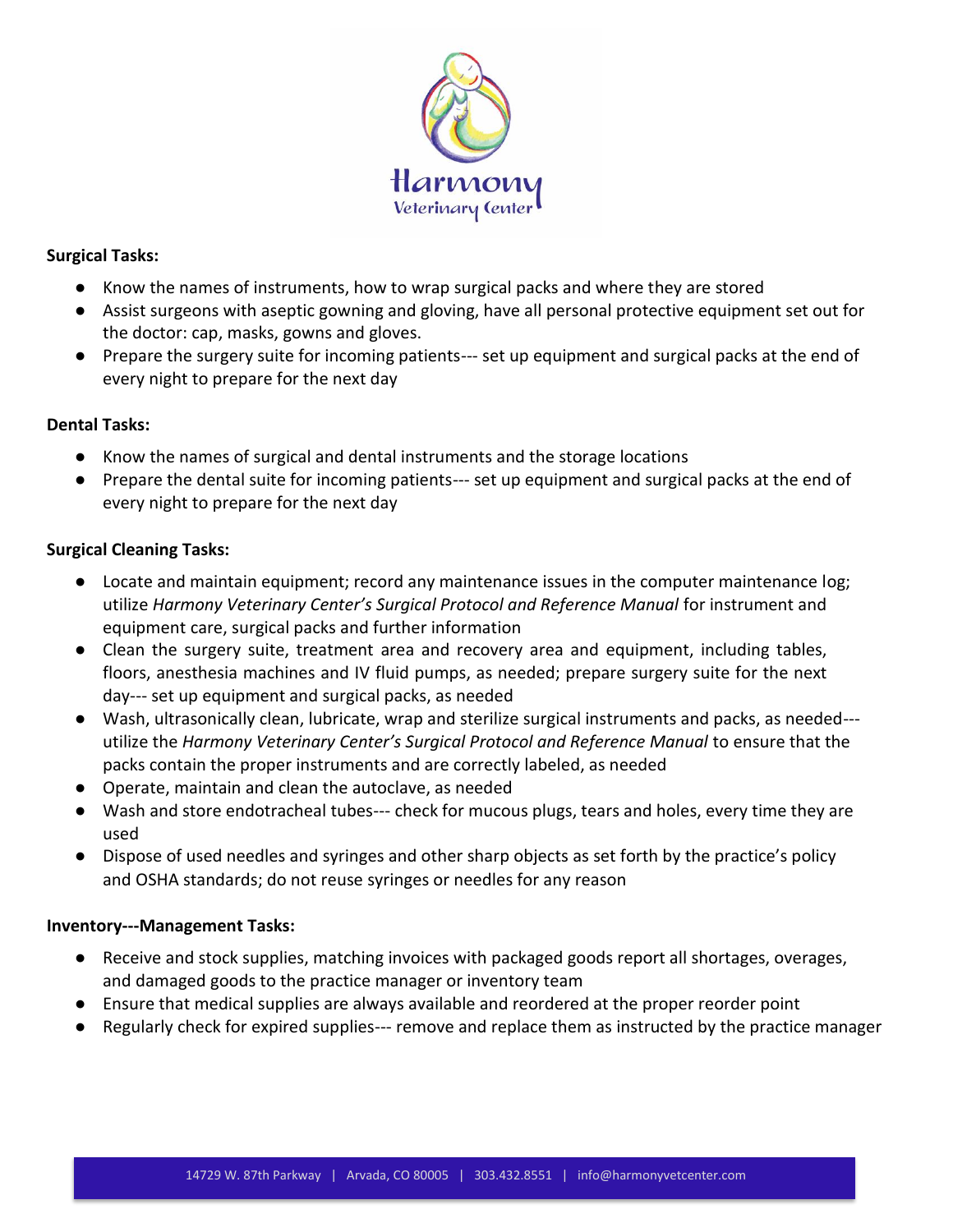**Surgical Tasks:**

- Know the names of instruments, how to wrap surgical packs and where they are stored
- Assist surgeons with aseptic gowning and gloving, have all personal protective equipment set out for the doctor: cap, masks, gowns and gloves.
- Prepare the surgery suite for incoming patients--- set up equipment and surgical packs at the end of every night to prepare for the next day

**Dental Tasks:**

- Know the names of surgical and dental instruments and the storage locations
- Prepare the dental suite for incoming patients--- set up equipment and surgical packs at the end of every night to prepare for the next day

**Surgical Cleaning Tasks:**

- Locate and maintain equipment; record any maintenance issues in the computer maintenance log; utilize *Harmony Veterinary Center's Surgical Protocol and Reference Manual* for instrument and equipment care, surgical packs and further information
- Clean the surgery suite, treatment area and recovery area and equipment, including tables, floors, anesthesia machines and IV fluid pumps, as needed; prepare surgery suite for the next day--- set up equipment and surgical packs, as needed
- Wash, ultrasonically clean, lubricate, wrap and sterilize surgical instruments and packs, as needed--- utilize the *Harmony Veterinary Center's Surgical Protocol and Reference Manual* to ensure that the packs contain the proper instruments and are correctly labeled, as needed
- Operate, maintain and clean the autoclave, as needed
- Wash and store endotracheal tubes--- check for mucous plugs, tears and holes, every time they are used
- Dispose of used needles and syringes and other sharp objects as set forth by the practice's policy and OSHA standards; do not reuse syringes or needles for any reason

**Inventory---Management Tasks:**

- Receive and stock supplies, matching invoices with packaged goods report all shortages, overages, and damaged goods to the practice manager or inventory team
- Ensure that medical supplies are always available and reordered at the proper reorder point
- Regularly check for expired supplies--- remove and replace them as instructed by the practice manager